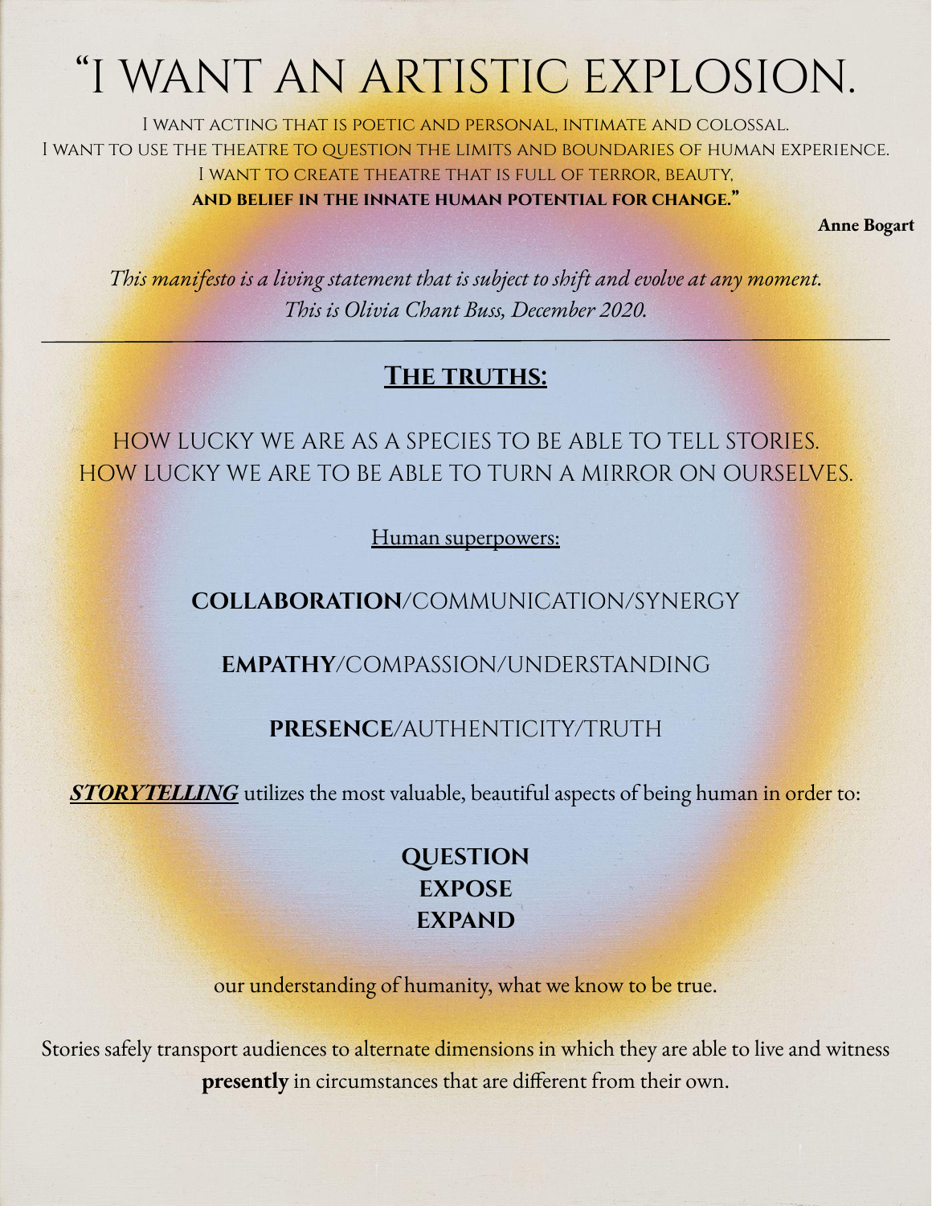# "I WANT AN ARTISTIC EXPLOSION.

I want acting that is poetic and personal, intimate and colossal.
I want to use the theatre to question the limits and boundaries of human experience.
I want to create theatre that is full of terror, beauty,
**and belief in the innate human potential for change."**

**Anne Bogart**

*This manifesto is a living statement that is subject to shift and evolve at any moment.*
*This is Olivia Chant Buss, December 2020.*

---

## The truths:

HOW LUCKY WE ARE AS A SPECIES TO BE ABLE TO TELL STORIES.
HOW LUCKY WE ARE TO BE ABLE TO TURN A MIRROR ON OURSELVES.

Human superpowers:

**COLLABORATION**/COMMUNICATION/SYNERGY

**EMPATHY**/COMPASSION/UNDERSTANDING

**PRESENCE**/AUTHENTICITY/TRUTH

***STORYTELLING*** utilizes the most valuable, beautiful aspects of being human in order to:

**QUESTION**
**EXPOSE**
**EXPAND**

our understanding of humanity, what we know to be true.

Stories safely transport audiences to alternate dimensions in which they are able to live and witness **presently** in circumstances that are different from their own.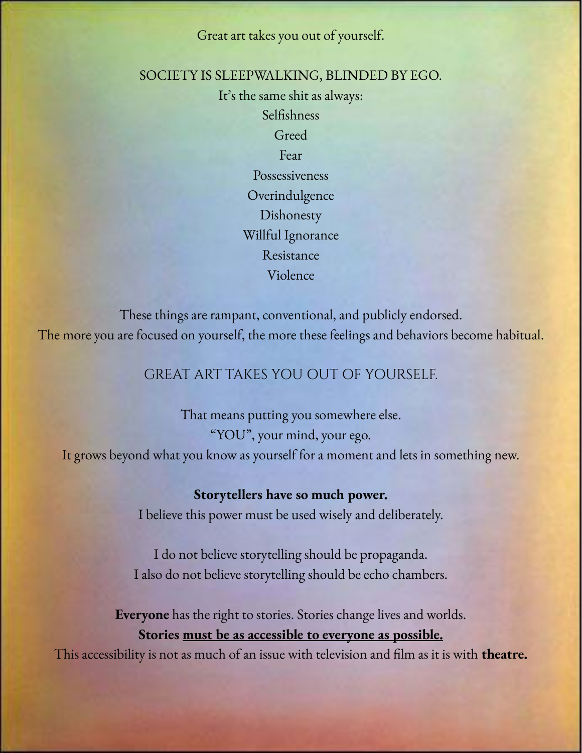Great art takes you out of yourself.

SOCIETY IS SLEEPWALKING, BLINDED BY EGO.

It's the same shit as always:

Selfishness

Greed

Fear

Possessiveness

Overindulgence

Dishonesty

Willful Ignorance

Resistance

Violence

These things are rampant, conventional, and publicly endorsed.

The more you are focused on yourself, the more these feelings and behaviors become habitual.

GREAT ART TAKES YOU OUT OF YOURSELF.

That means putting you somewhere else.

"YOU", your mind, your ego.

It grows beyond what you know as yourself for a moment and lets in something new.

**Storytellers have so much power.**

I believe this power must be used wisely and deliberately.

I do not believe storytelling should be propaganda.

I also do not believe storytelling should be echo chambers.

**Everyone** has the right to stories. Stories change lives and worlds.

**Stories <u>must be as accessible to everyone as possible.</u>**

This accessibility is not as much of an issue with television and film as it is with **theatre.**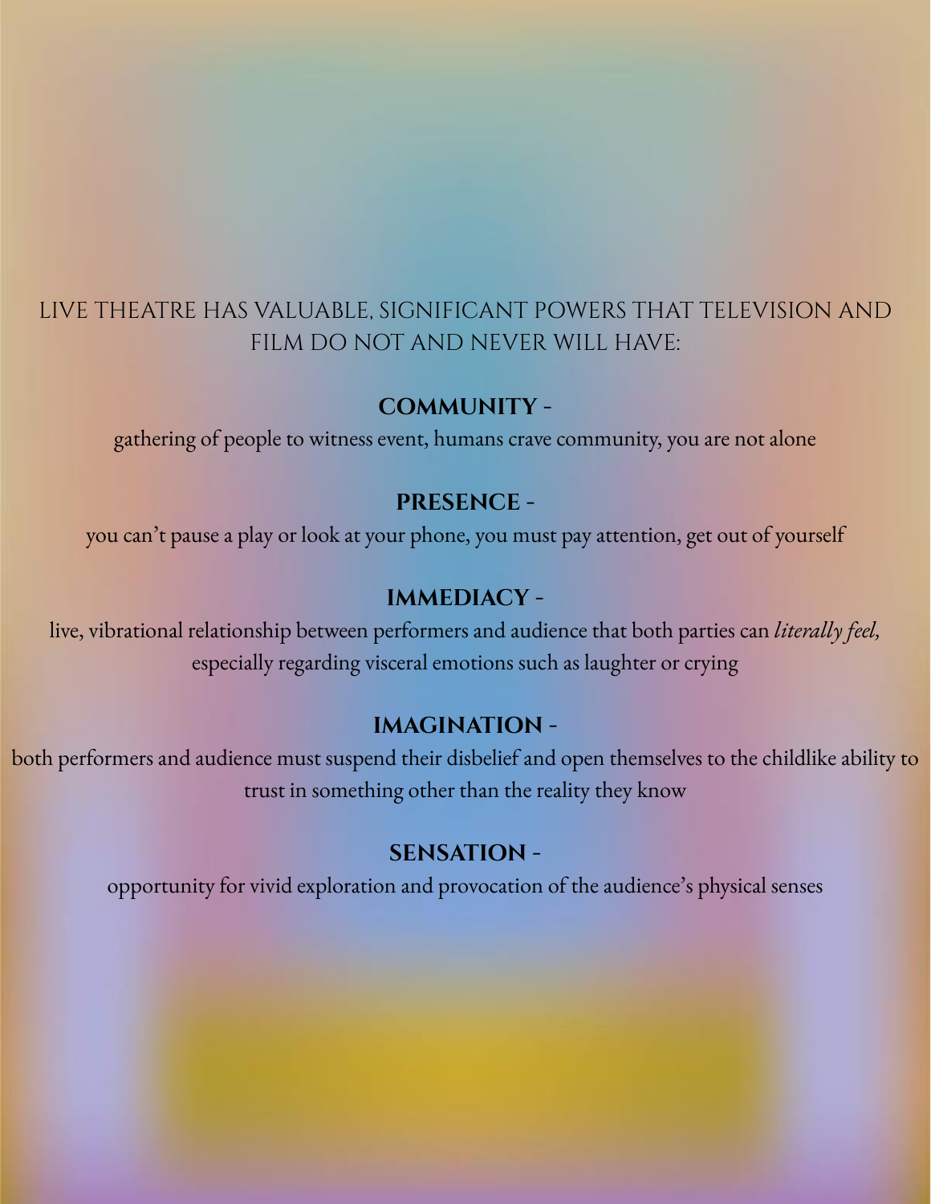LIVE THEATRE HAS VALUABLE, SIGNIFICANT POWERS THAT TELEVISION AND FILM DO NOT AND NEVER WILL HAVE:

**COMMUNITY** -

gathering of people to witness event, humans crave community, you are not alone

**PRESENCE** -

you can't pause a play or look at your phone, you must pay attention, get out of yourself

**IMMEDIACY** -

live, vibrational relationship between performers and audience that both parties can *literally feel,* especially regarding visceral emotions such as laughter or crying

**IMAGINATION** -

both performers and audience must suspend their disbelief and open themselves to the childlike ability to trust in something other than the reality they know

**SENSATION** -

opportunity for vivid exploration and provocation of the audience's physical senses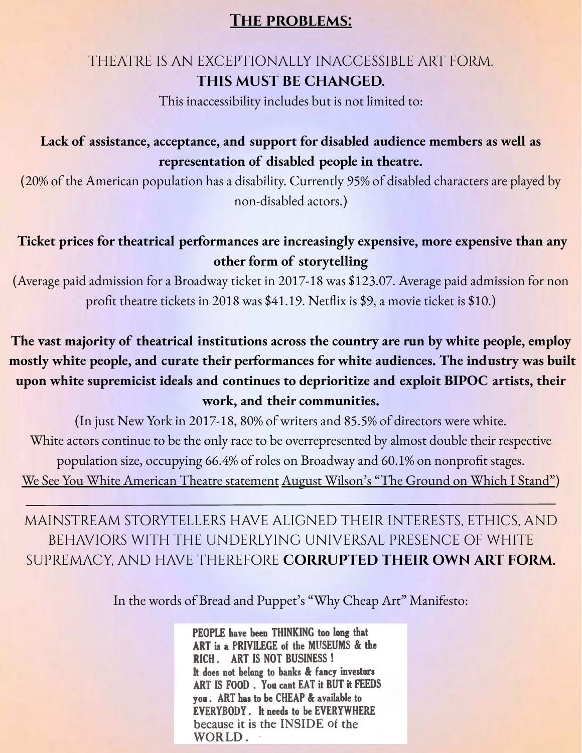## The problems:

THEATRE IS AN EXCEPTIONALLY INACCESSIBLE ART FORM.

**THIS MUST BE CHANGED.**

This inaccessibility includes but is not limited to:

**Lack of assistance, acceptance, and support for disabled audience members as well as representation of disabled people in theatre.**

(20% of the American population has a disability. Currently 95% of disabled characters are played by non-disabled actors.)

**Ticket prices for theatrical performances are increasingly expensive, more expensive than any other form of storytelling**

(Average paid admission for a Broadway ticket in 2017-18 was $123.07. Average paid admission for non profit theatre tickets in 2018 was $41.19. Netflix is $9, a movie ticket is $10.)

**The vast majority of theatrical institutions across the country are run by white people, employ mostly white people, and curate their performances for white audiences. The industry was built upon white supremicist ideals and continues to deprioritize and exploit BIPOC artists, their work, and their communities.**

(In just New York in 2017-18, 80% of writers and 85.5% of directors were white.
White actors continue to be the only race to be overrepresented by almost double their respective population size, occupying 66.4% of roles on Broadway and 60.1% on nonprofit stages.
We See You White American Theatre statement August Wilson's "The Ground on Which I Stand")

---

MAINSTREAM STORYTELLERS HAVE ALIGNED THEIR INTERESTS, ETHICS, AND BEHAVIORS WITH THE UNDERLYING UNIVERSAL PRESENCE OF WHITE SUPREMACY, AND HAVE THEREFORE **CORRUPTED THEIR OWN ART FORM.**

In the words of Bread and Puppet's "Why Cheap Art" Manifesto:

PEOPLE have been THINKING too long that ART is a PRIVILEGE of the MUSEUMS & the RICH. ART IS NOT BUSINESS !
It does not belong to banks & fancy investors
ART IS FOOD. You cant EAT it BUT it FEEDS you. ART has to be CHEAP & available to EVERYBODY. It needs to be EVERYWHERE because it is the INSIDE of the WORLD.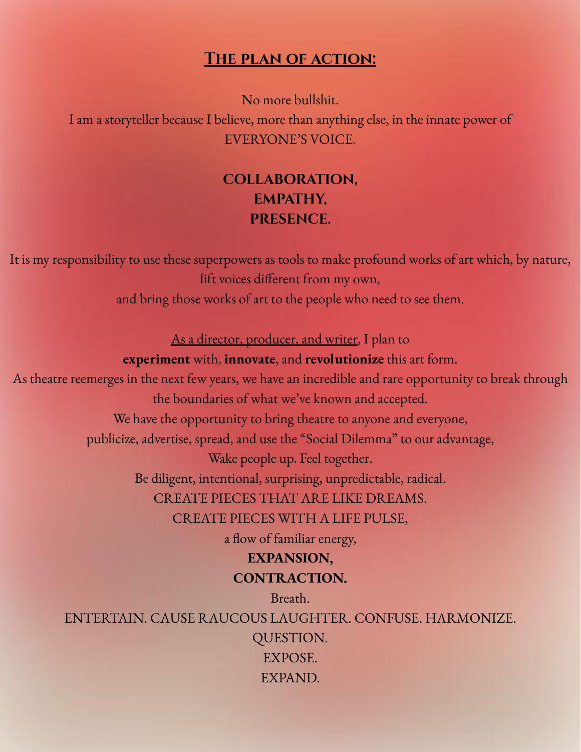## **The plan of action:**

No more bullshit.
I am a storyteller because I believe, more than anything else, in the innate power of
EVERYONE'S VOICE.

**COLLABORATION,**
**EMPATHY,**
**PRESENCE.**

It is my responsibility to use these superpowers as tools to make profound works of art which, by nature, lift voices different from my own,
and bring those works of art to the people who need to see them.

As a director, producer, and writer, I plan to
**experiment** with, **innovate**, and **revolutionize** this art form.
As theatre reemerges in the next few years, we have an incredible and rare opportunity to break through the boundaries of what we've known and accepted.
We have the opportunity to bring theatre to anyone and everyone,
publicize, advertise, spread, and use the "Social Dilemma" to our advantage,
Wake people up. Feel together.
Be diligent, intentional, surprising, unpredictable, radical.
CREATE PIECES THAT ARE LIKE DREAMS.
CREATE PIECES WITH A LIFE PULSE,
a flow of familiar energy,
**EXPANSION,**
**CONTRACTION.**
Breath.
ENTERTAIN. CAUSE RAUCOUS LAUGHTER. CONFUSE. HARMONIZE.
QUESTION.
EXPOSE.
EXPAND.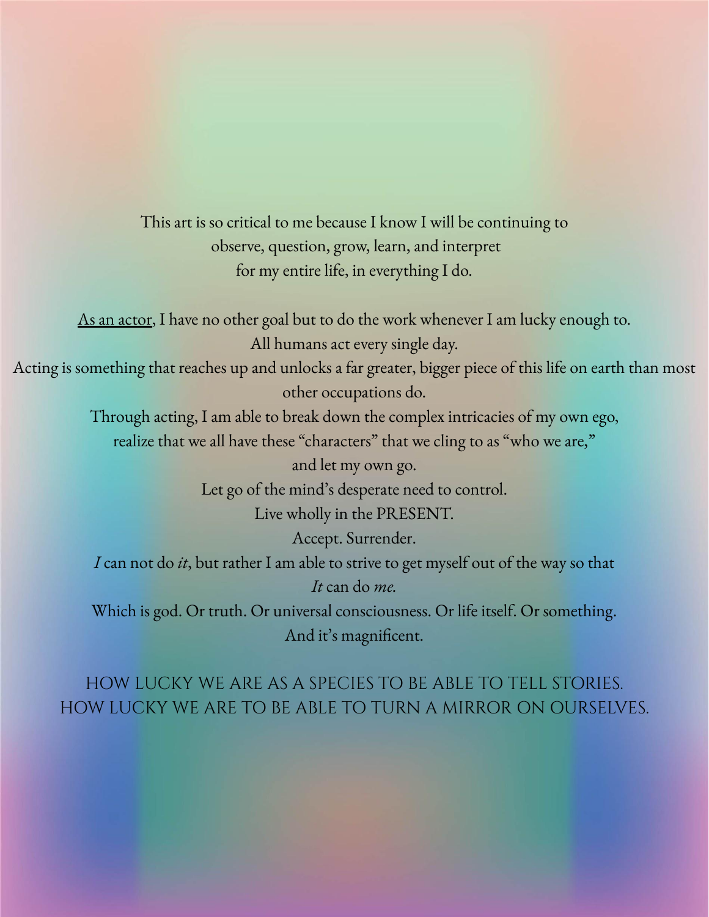This art is so critical to me because I know I will be continuing to
observe, question, grow, learn, and interpret
for my entire life, in everything I do.

<u>As an actor</u>, I have no other goal but to do the work whenever I am lucky enough to.
All humans act every single day.
Acting is something that reaches up and unlocks a far greater, bigger piece of this life on earth than most other occupations do.
Through acting, I am able to break down the complex intricacies of my own ego,
realize that we all have these "characters" that we cling to as "who we are,"
and let my own go.
Let go of the mind's desperate need to control.
Live wholly in the PRESENT.
Accept. Surrender.
*I* can not do *it*, but rather I am able to strive to get myself out of the way so that
*It* can do *me.*
Which is god. Or truth. Or universal consciousness. Or life itself. Or something.
And it's magnificent.

HOW LUCKY WE ARE AS A SPECIES TO BE ABLE TO TELL STORIES.
HOW LUCKY WE ARE TO BE ABLE TO TURN A MIRROR ON OURSELVES.